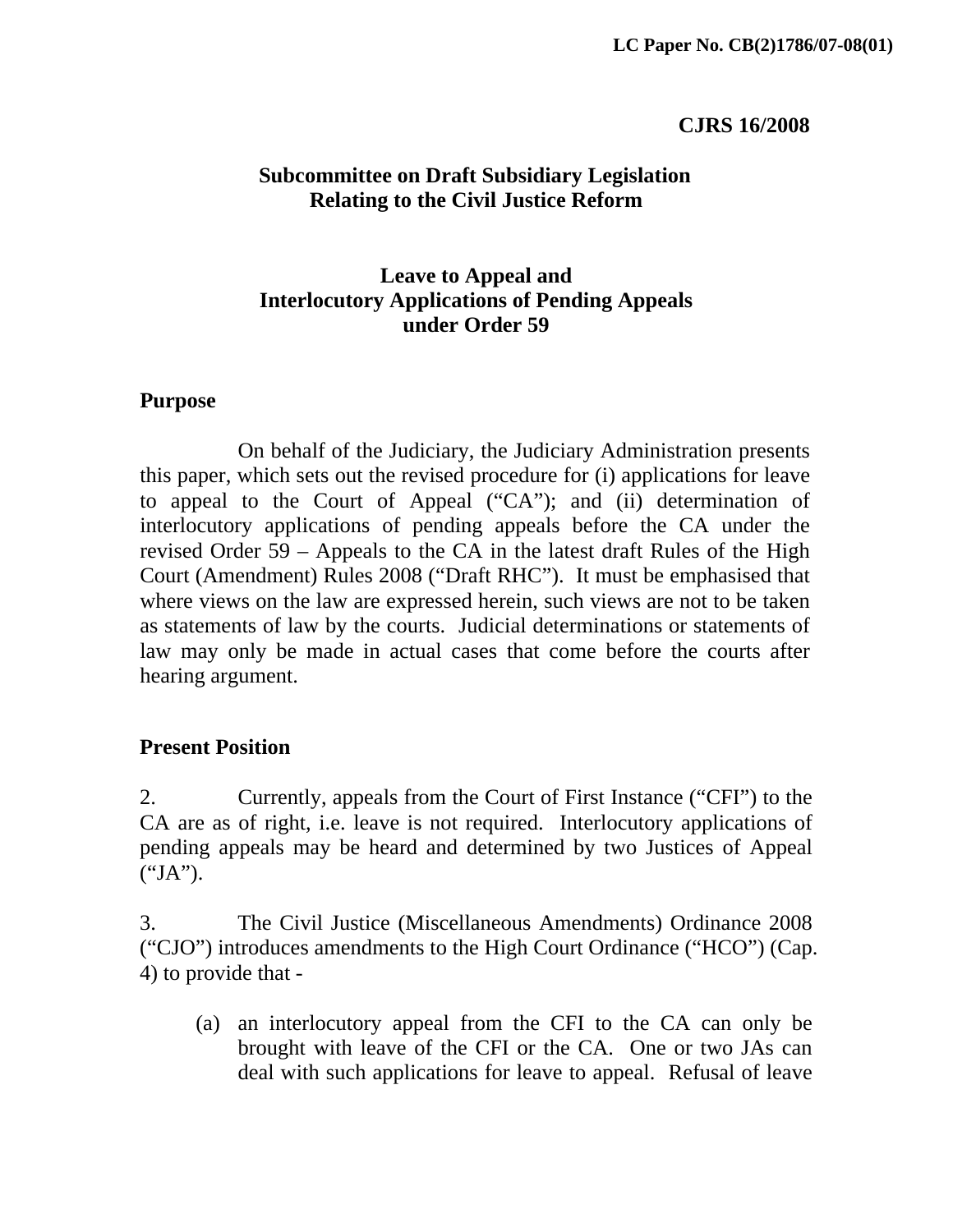LC Paper No. CB(2)1786/07-08(01)

**CJRS 16/2008**

**Subcommittee on Draft Subsidiary Legislation Relating to the Civil Justice Reform**

# Leave to Appeal and Interlocutory Applications of Pending Appeals under Order 59

## Purpose

On behalf of the Judiciary, the Judiciary Administration presents this paper, which sets out the revised procedure for (i) applications for leave to appeal to the Court of Appeal ("CA"); and (ii) determination of interlocutory applications of pending appeals before the CA under the revised Order 59 – Appeals to the CA in the latest draft Rules of the High Court (Amendment) Rules 2008 ("Draft RHC"). It must be emphasised that where views on the law are expressed herein, such views are not to be taken as statements of law by the courts. Judicial determinations or statements of law may only be made in actual cases that come before the courts after hearing argument.

## Present Position

2. Currently, appeals from the Court of First Instance ("CFI") to the CA are as of right, i.e. leave is not required. Interlocutory applications of pending appeals may be heard and determined by two Justices of Appeal ("JA").

3. The Civil Justice (Miscellaneous Amendments) Ordinance 2008 ("CJO") introduces amendments to the High Court Ordinance ("HCO") (Cap. 4) to provide that -

(a) an interlocutory appeal from the CFI to the CA can only be brought with leave of the CFI or the CA. One or two JAs can deal with such applications for leave to appeal. Refusal of leave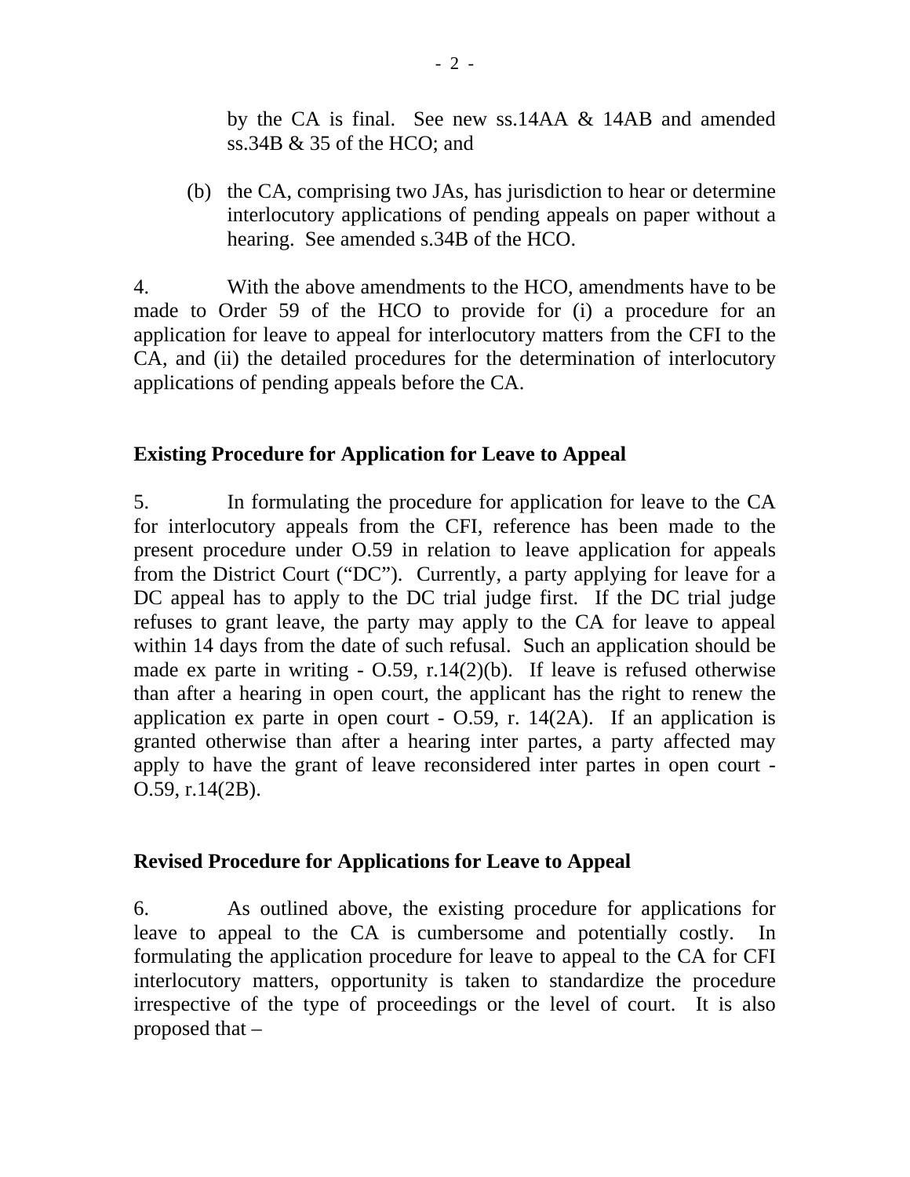by the CA is final. See new ss.14AA & 14AB and amended ss.34B & 35 of the HCO; and

(b) the CA, comprising two JAs, has jurisdiction to hear or determine interlocutory applications of pending appeals on paper without a hearing. See amended s.34B of the HCO.

4. With the above amendments to the HCO, amendments have to be made to Order 59 of the HCO to provide for (i) a procedure for an application for leave to appeal for interlocutory matters from the CFI to the CA, and (ii) the detailed procedures for the determination of interlocutory applications of pending appeals before the CA.

## Existing Procedure for Application for Leave to Appeal

5. In formulating the procedure for application for leave to the CA for interlocutory appeals from the CFI, reference has been made to the present procedure under O.59 in relation to leave application for appeals from the District Court ("DC"). Currently, a party applying for leave for a DC appeal has to apply to the DC trial judge first. If the DC trial judge refuses to grant leave, the party may apply to the CA for leave to appeal within 14 days from the date of such refusal. Such an application should be made ex parte in writing - O.59, r.14(2)(b). If leave is refused otherwise than after a hearing in open court, the applicant has the right to renew the application ex parte in open court - O.59, r. 14(2A). If an application is granted otherwise than after a hearing inter partes, a party affected may apply to have the grant of leave reconsidered inter partes in open court - O.59, r.14(2B).

## Revised Procedure for Applications for Leave to Appeal

6. As outlined above, the existing procedure for applications for leave to appeal to the CA is cumbersome and potentially costly. In formulating the application procedure for leave to appeal to the CA for CFI interlocutory matters, opportunity is taken to standardize the procedure irrespective of the type of proceedings or the level of court. It is also proposed that –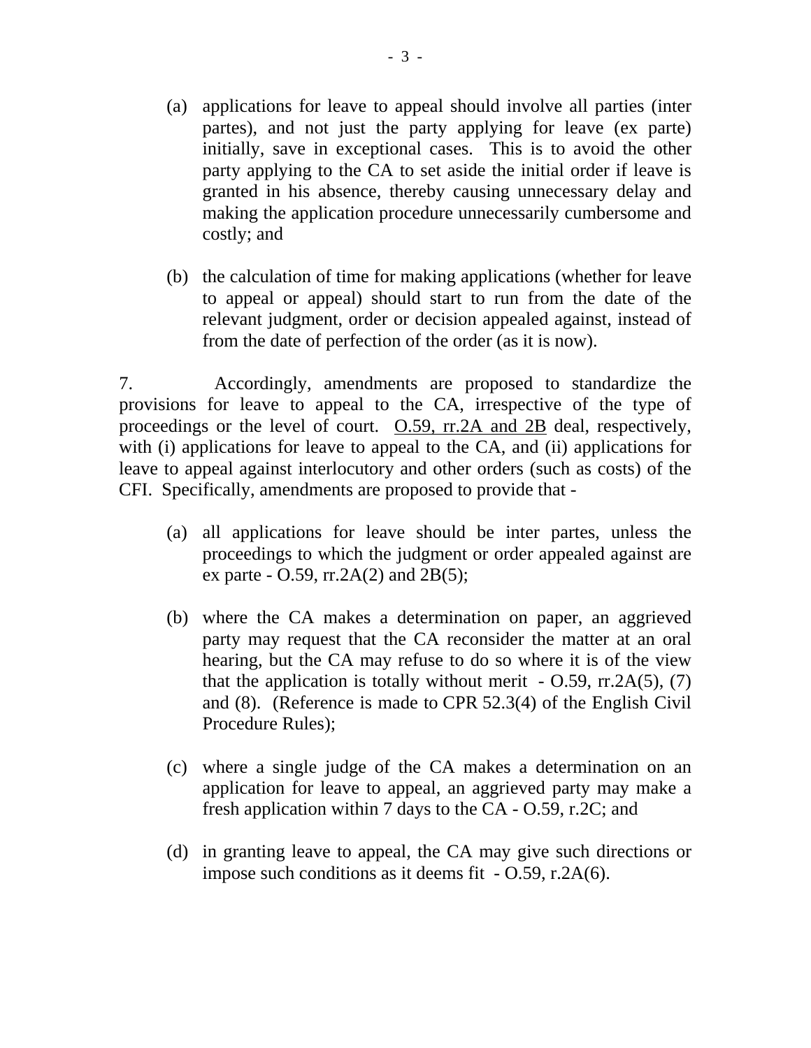(a) applications for leave to appeal should involve all parties (inter partes), and not just the party applying for leave (ex parte) initially, save in exceptional cases. This is to avoid the other party applying to the CA to set aside the initial order if leave is granted in his absence, thereby causing unnecessary delay and making the application procedure unnecessarily cumbersome and costly; and

(b) the calculation of time for making applications (whether for leave to appeal or appeal) should start to run from the date of the relevant judgment, order or decision appealed against, instead of from the date of perfection of the order (as it is now).

7. Accordingly, amendments are proposed to standardize the provisions for leave to appeal to the CA, irrespective of the type of proceedings or the level of court. <u>O.59, rr.2A and 2B</u> deal, respectively, with (i) applications for leave to appeal to the CA, and (ii) applications for leave to appeal against interlocutory and other orders (such as costs) of the CFI. Specifically, amendments are proposed to provide that -

(a) all applications for leave should be inter partes, unless the proceedings to which the judgment or order appealed against are ex parte - O.59, rr.2A(2) and 2B(5);

(b) where the CA makes a determination on paper, an aggrieved party may request that the CA reconsider the matter at an oral hearing, but the CA may refuse to do so where it is of the view that the application is totally without merit - O.59, rr.2A(5), (7) and (8). (Reference is made to CPR 52.3(4) of the English Civil Procedure Rules);

(c) where a single judge of the CA makes a determination on an application for leave to appeal, an aggrieved party may make a fresh application within 7 days to the CA - O.59, r.2C; and

(d) in granting leave to appeal, the CA may give such directions or impose such conditions as it deems fit - O.59, r.2A(6).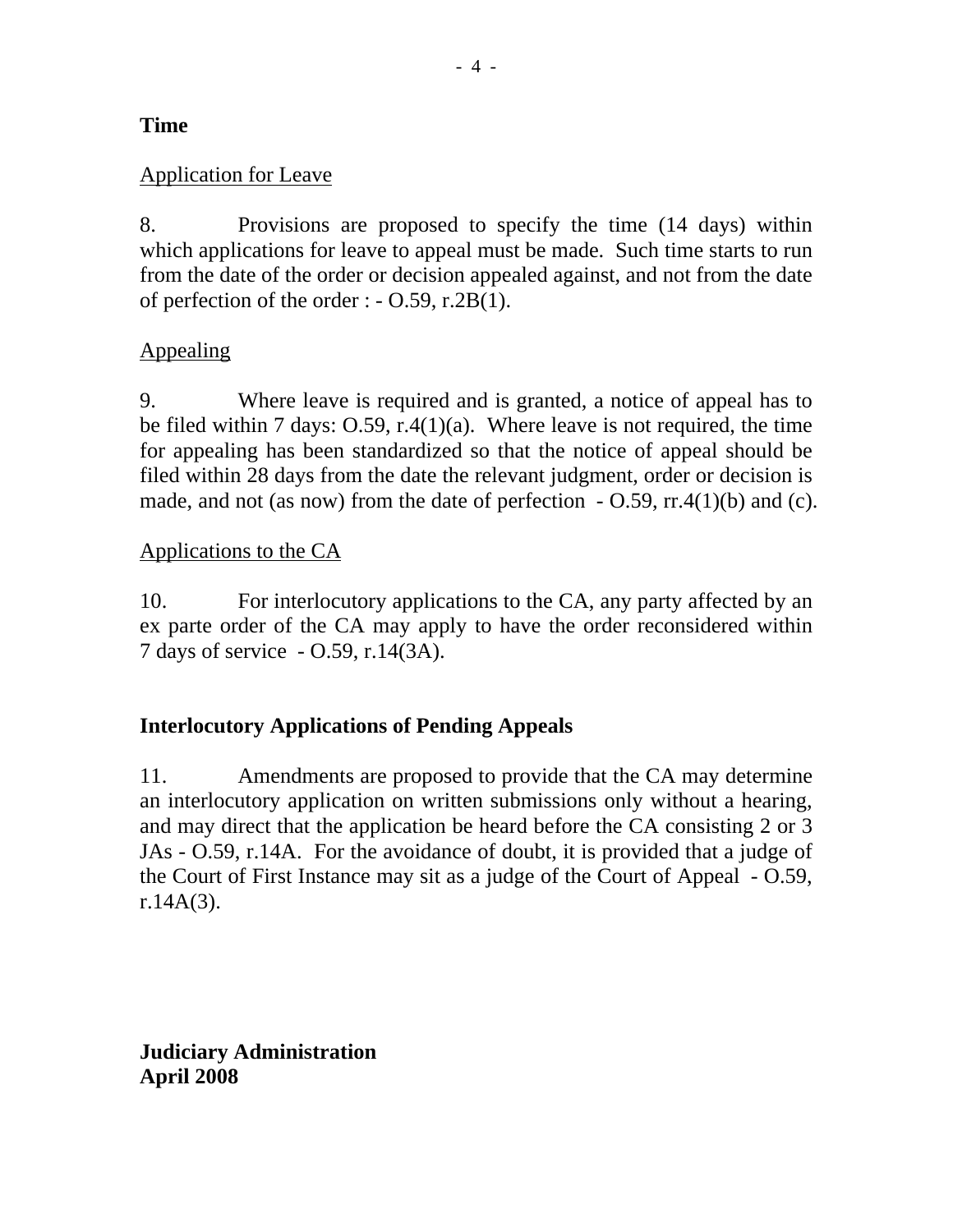**Time**

Application for Leave

8. Provisions are proposed to specify the time (14 days) within which applications for leave to appeal must be made. Such time starts to run from the date of the order or decision appealed against, and not from the date of perfection of the order : - O.59, r.2B(1).

Appealing

9. Where leave is required and is granted, a notice of appeal has to be filed within 7 days: O.59, r.4(1)(a). Where leave is not required, the time for appealing has been standardized so that the notice of appeal should be filed within 28 days from the date the relevant judgment, order or decision is made, and not (as now) from the date of perfection - O.59, rr.4(1)(b) and (c).

Applications to the CA

10. For interlocutory applications to the CA, any party affected by an ex parte order of the CA may apply to have the order reconsidered within 7 days of service - O.59, r.14(3A).

**Interlocutory Applications of Pending Appeals**

11. Amendments are proposed to provide that the CA may determine an interlocutory application on written submissions only without a hearing, and may direct that the application be heard before the CA consisting 2 or 3 JAs - O.59, r.14A. For the avoidance of doubt, it is provided that a judge of the Court of First Instance may sit as a judge of the Court of Appeal - O.59, r.14A(3).

**Judiciary Administration**
**April 2008**